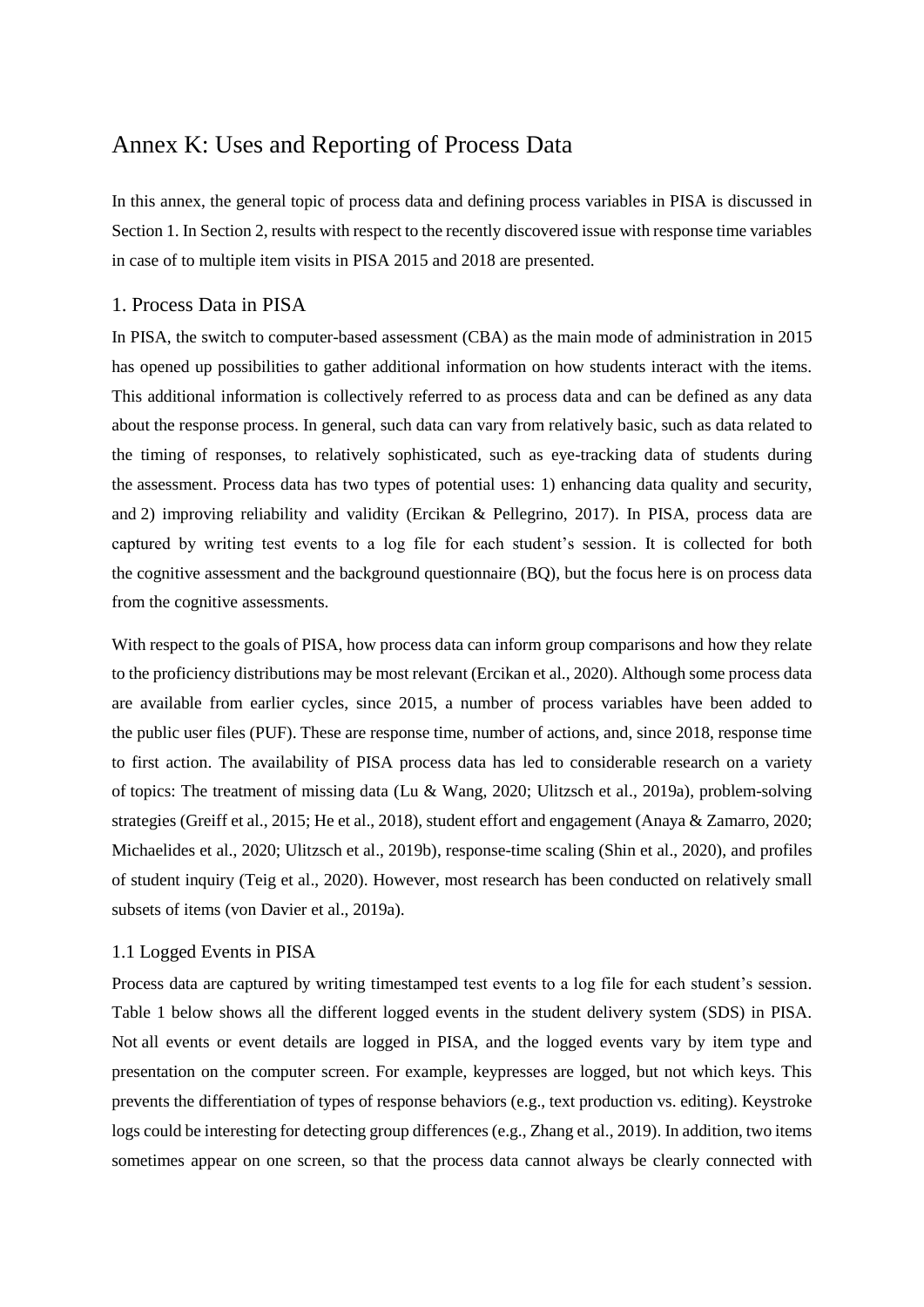# Annex K: Uses and Reporting of Process Data

In this annex, the general topic of process data and defining process variables in PISA is discussed in Section 1. In Section 2, results with respect to the recently discovered issue with response time variables in case of to multiple item visits in PISA 2015 and 2018 are presented.

## 1. Process Data in PISA

In PISA, the switch to computer-based assessment (CBA) as the main mode of administration in 2015 has opened up possibilities to gather additional information on how students interact with the items. This additional information is collectively referred to as process data and can be defined as any data about the response process. In general, such data can vary from relatively basic, such as data related to the timing of responses, to relatively sophisticated, such as eye-tracking data of students during the assessment. Process data has two types of potential uses: 1) enhancing data quality and security, and 2) improving reliability and validity (Ercikan & Pellegrino, 2017). In PISA, process data are captured by writing test events to a log file for each student's session. It is collected for both the cognitive assessment and the background questionnaire (BQ), but the focus here is on process data from the cognitive assessments.

With respect to the goals of PISA, how process data can inform group comparisons and how they relate to the proficiency distributions may be most relevant (Ercikan et al., 2020). Although some process data are available from earlier cycles, since 2015, a number of process variables have been added to the public user files (PUF). These are response time, number of actions, and, since 2018, response time to first action. The availability of PISA process data has led to considerable research on a variety of topics: The treatment of missing data (Lu & Wang, 2020; Ulitzsch et al., 2019a), problem-solving strategies (Greiff et al., 2015; He et al., 2018), student effort and engagement (Anaya & Zamarro, 2020; Michaelides et al., 2020; Ulitzsch et al., 2019b), response-time scaling (Shin et al., 2020), and profiles of student inquiry (Teig et al., 2020). However, most research has been conducted on relatively small subsets of items (von Davier et al., 2019a).

### 1.1 Logged Events in PISA

Process data are captured by writing timestamped test events to a log file for each student's session. Table 1 below shows all the different logged events in the student delivery system (SDS) in PISA. Not all events or event details are logged in PISA, and the logged events vary by item type and presentation on the computer screen. For example, keypresses are logged, but not which keys. This prevents the differentiation of types of response behaviors (e.g., text production vs. editing). Keystroke logs could be interesting for detecting group differences (e.g., Zhang et al., 2019). In addition, two items sometimes appear on one screen, so that the process data cannot always be clearly connected with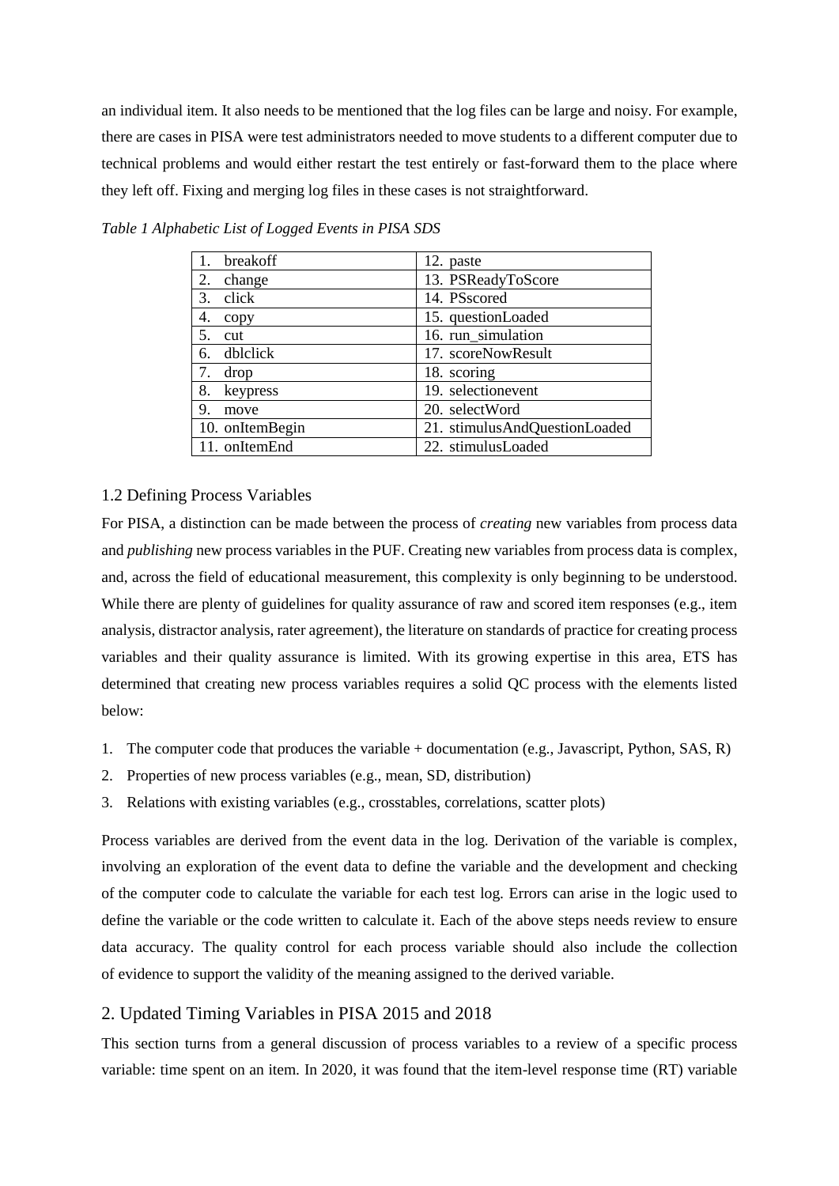an individual item. It also needs to be mentioned that the log files can be large and noisy. For example, there are cases in PISA were test administrators needed to move students to a different computer due to technical problems and would either restart the test entirely or fast-forward them to the place where they left off. Fixing and merging log files in these cases is not straightforward.

*Table 1 Alphabetic List of Logged Events in PISA SDS*

| | |
|---|---|
| 1. breakoff | 12. paste |
| 2. change | 13. PSReadyToScore |
| 3. click | 14. PSscored |
| 4. copy | 15. questionLoaded |
| 5. cut | 16. run_simulation |
| 6. dblclick | 17. scoreNowResult |
| 7. drop | 18. scoring |
| 8. keypress | 19. selectionevent |
| 9. move | 20. selectWord |
| 10. onItemBegin | 21. stimulusAndQuestionLoaded |
| 11. onItemEnd | 22. stimulusLoaded |

### 1.2 Defining Process Variables

For PISA, a distinction can be made between the process of *creating* new variables from process data and *publishing* new process variables in the PUF. Creating new variables from process data is complex, and, across the field of educational measurement, this complexity is only beginning to be understood. While there are plenty of guidelines for quality assurance of raw and scored item responses (e.g., item analysis, distractor analysis, rater agreement), the literature on standards of practice for creating process variables and their quality assurance is limited. With its growing expertise in this area, ETS has determined that creating new process variables requires a solid QC process with the elements listed below:

1. The computer code that produces the variable + documentation (e.g., Javascript, Python, SAS, R)
2. Properties of new process variables (e.g., mean, SD, distribution)
3. Relations with existing variables (e.g., crosstables, correlations, scatter plots)

Process variables are derived from the event data in the log. Derivation of the variable is complex, involving an exploration of the event data to define the variable and the development and checking of the computer code to calculate the variable for each test log. Errors can arise in the logic used to define the variable or the code written to calculate it. Each of the above steps needs review to ensure data accuracy. The quality control for each process variable should also include the collection of evidence to support the validity of the meaning assigned to the derived variable.

## 2. Updated Timing Variables in PISA 2015 and 2018

This section turns from a general discussion of process variables to a review of a specific process variable: time spent on an item. In 2020, it was found that the item-level response time (RT) variable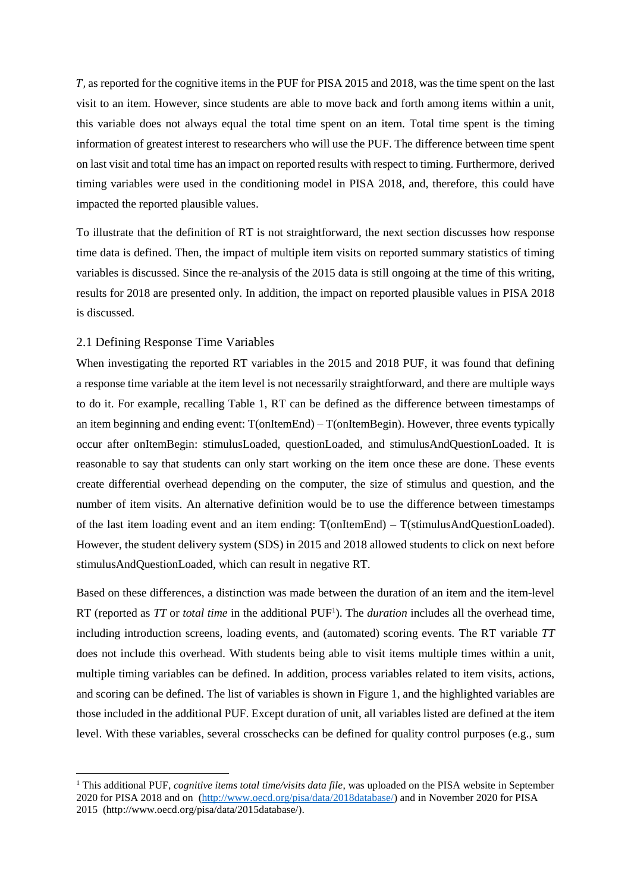$T$, as reported for the cognitive items in the PUF for PISA 2015 and 2018, was the time spent on the last visit to an item. However, since students are able to move back and forth among items within a unit, this variable does not always equal the total time spent on an item. Total time spent is the timing information of greatest interest to researchers who will use the PUF. The difference between time spent on last visit and total time has an impact on reported results with respect to timing. Furthermore, derived timing variables were used in the conditioning model in PISA 2018, and, therefore, this could have impacted the reported plausible values.

To illustrate that the definition of RT is not straightforward, the next section discusses how response time data is defined. Then, the impact of multiple item visits on reported summary statistics of timing variables is discussed. Since the re-analysis of the 2015 data is still ongoing at the time of this writing, results for 2018 are presented only. In addition, the impact on reported plausible values in PISA 2018 is discussed.

## 2.1 Defining Response Time Variables

When investigating the reported RT variables in the 2015 and 2018 PUF, it was found that defining a response time variable at the item level is not necessarily straightforward, and there are multiple ways to do it. For example, recalling Table 1, RT can be defined as the difference between timestamps of an item beginning and ending event: T(onItemEnd) – T(onItemBegin). However, three events typically occur after onItemBegin: stimulusLoaded, questionLoaded, and stimulusAndQuestionLoaded. It is reasonable to say that students can only start working on the item once these are done. These events create differential overhead depending on the computer, the size of stimulus and question, and the number of item visits. An alternative definition would be to use the difference between timestamps of the last item loading event and an item ending: T(onItemEnd) – T(stimulusAndQuestionLoaded). However, the student delivery system (SDS) in 2015 and 2018 allowed students to click on next before stimulusAndQuestionLoaded, which can result in negative RT.

Based on these differences, a distinction was made between the duration of an item and the item-level RT (reported as *TT* or *total time* in the additional PUF[1]). The *duration* includes all the overhead time, including introduction screens, loading events, and (automated) scoring events. The RT variable *TT* does not include this overhead. With students being able to visit items multiple times within a unit, multiple timing variables can be defined. In addition, process variables related to item visits, actions, and scoring can be defined. The list of variables is shown in Figure 1, and the highlighted variables are those included in the additional PUF. Except duration of unit, all variables listed are defined at the item level. With these variables, several crosschecks can be defined for quality control purposes (e.g., sum

[1] This additional PUF, *cognitive items total time/visits data file*, was uploaded on the PISA website in September 2020 for PISA 2018 and on (http://www.oecd.org/pisa/data/2018database/) and in November 2020 for PISA 2015 (http://www.oecd.org/pisa/data/2015database/).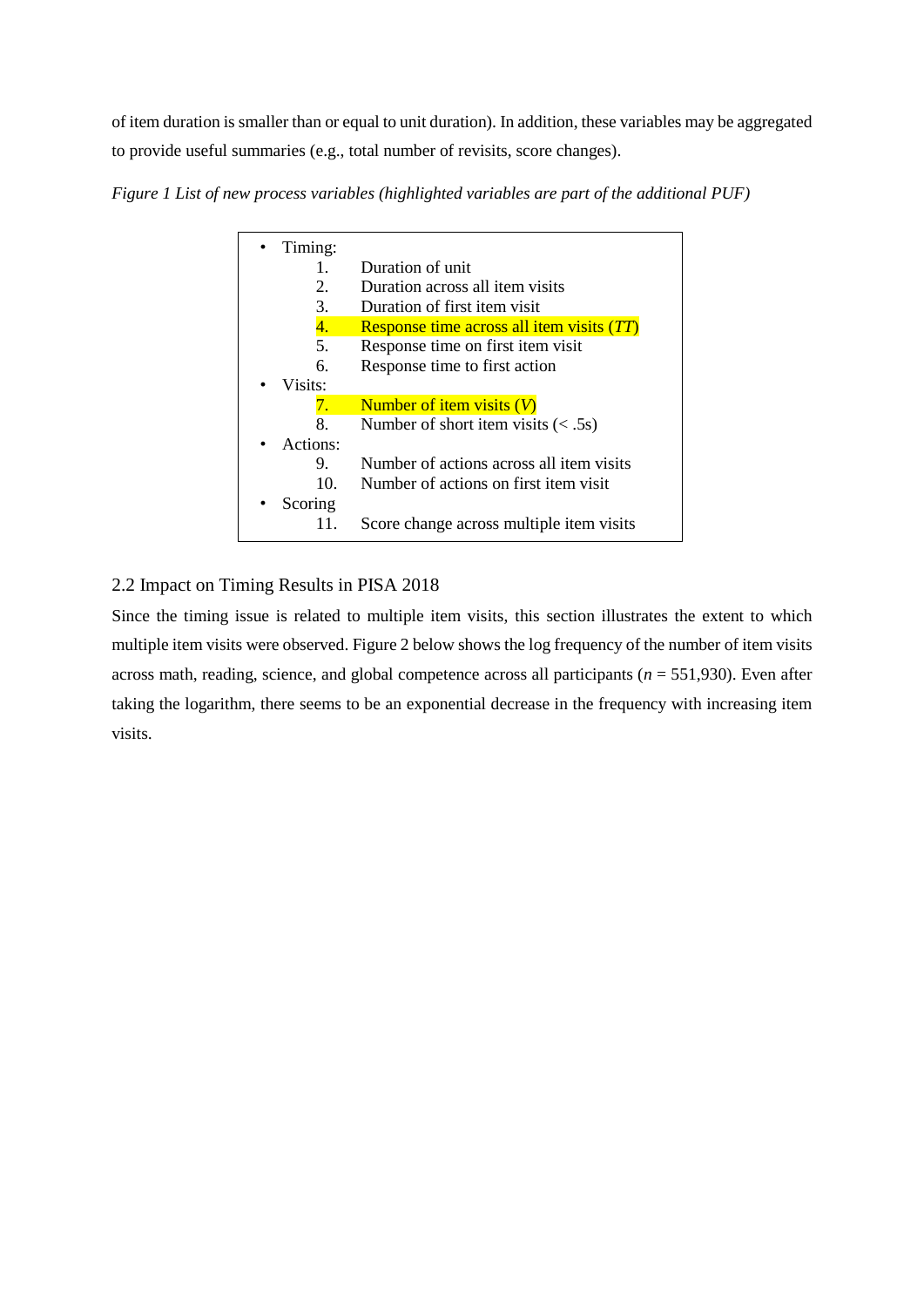of item duration is smaller than or equal to unit duration). In addition, these variables may be aggregated to provide useful summaries (e.g., total number of revisits, score changes).

*Figure 1 List of new process variables (highlighted variables are part of the additional PUF)*

- Timing:
  1. Duration of unit
  2. Duration across all item visits
  3. Duration of first item visit
  4. Response time across all item visits (*TT*)
  5. Response time on first item visit
  6. Response time to first action
- Visits:
  7. Number of item visits (*V*)
  8. Number of short item visits (< .5s)
- Actions:
  9. Number of actions across all item visits
  10. Number of actions on first item visit
- Scoring
  11. Score change across multiple item visits

## 2.2 Impact on Timing Results in PISA 2018

Since the timing issue is related to multiple item visits, this section illustrates the extent to which multiple item visits were observed. Figure 2 below shows the log frequency of the number of item visits across math, reading, science, and global competence across all participants ($n$ = 551,930). Even after taking the logarithm, there seems to be an exponential decrease in the frequency with increasing item visits.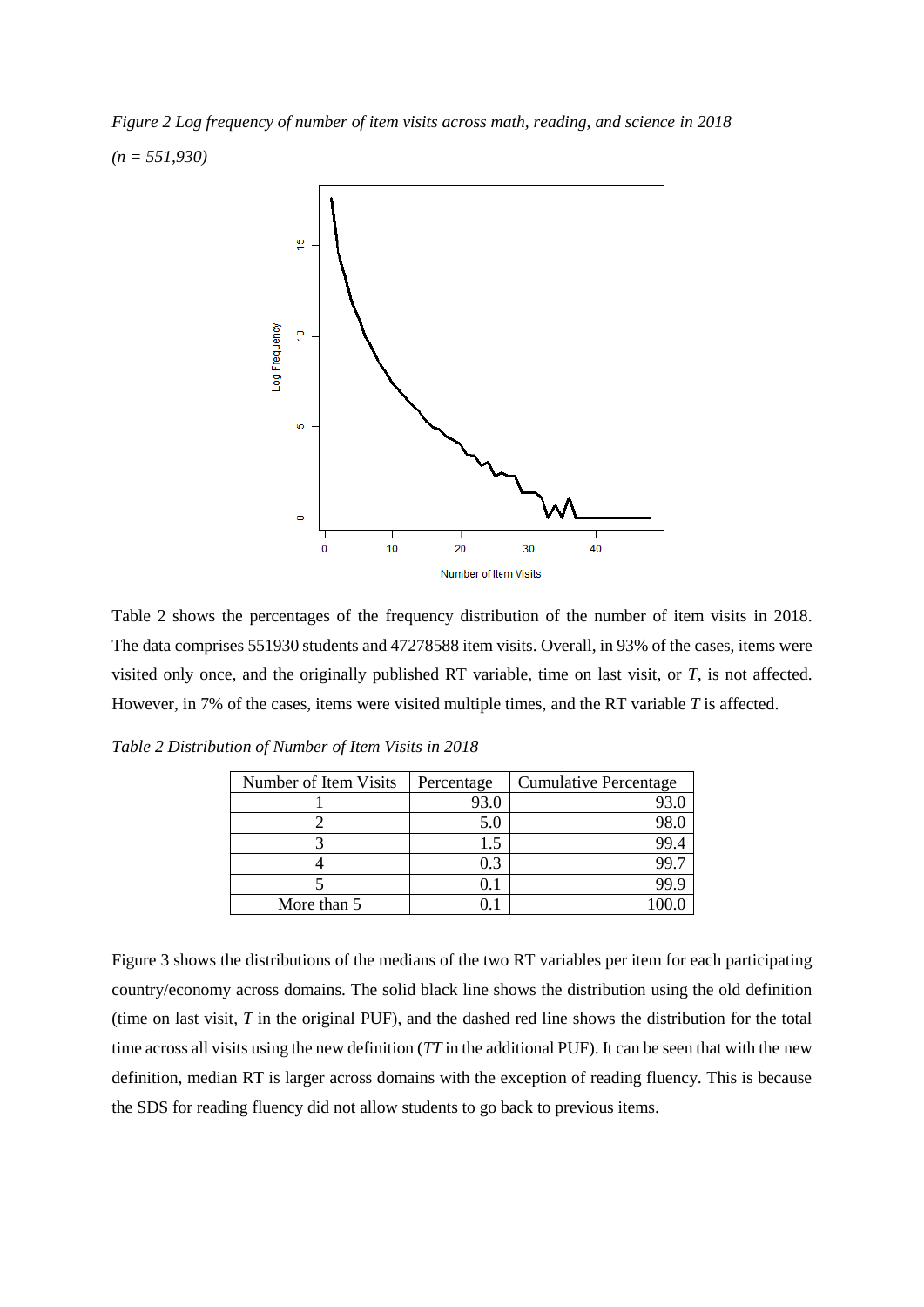*Figure 2 Log frequency of number of item visits across math, reading, and science in 2018 (n = 551,930)*

Table 2 shows the percentages of the frequency distribution of the number of item visits in 2018. The data comprises 551930 students and 47278588 item visits. Overall, in 93% of the cases, items were visited only once, and the originally published RT variable, time on last visit, or *T*, is not affected. However, in 7% of the cases, items were visited multiple times, and the RT variable *T* is affected.

*Table 2 Distribution of Number of Item Visits in 2018*

| Number of Item Visits | Percentage | Cumulative Percentage |
| --- | --- | --- |
| 1 | 93.0 | 93.0 |
| 2 | 5.0 | 98.0 |
| 3 | 1.5 | 99.4 |
| 4 | 0.3 | 99.7 |
| 5 | 0.1 | 99.9 |
| More than 5 | 0.1 | 100.0 |

Figure 3 shows the distributions of the medians of the two RT variables per item for each participating country/economy across domains. The solid black line shows the distribution using the old definition (time on last visit, *T* in the original PUF), and the dashed red line shows the distribution for the total time across all visits using the new definition (*TT* in the additional PUF). It can be seen that with the new definition, median RT is larger across domains with the exception of reading fluency. This is because the SDS for reading fluency did not allow students to go back to previous items.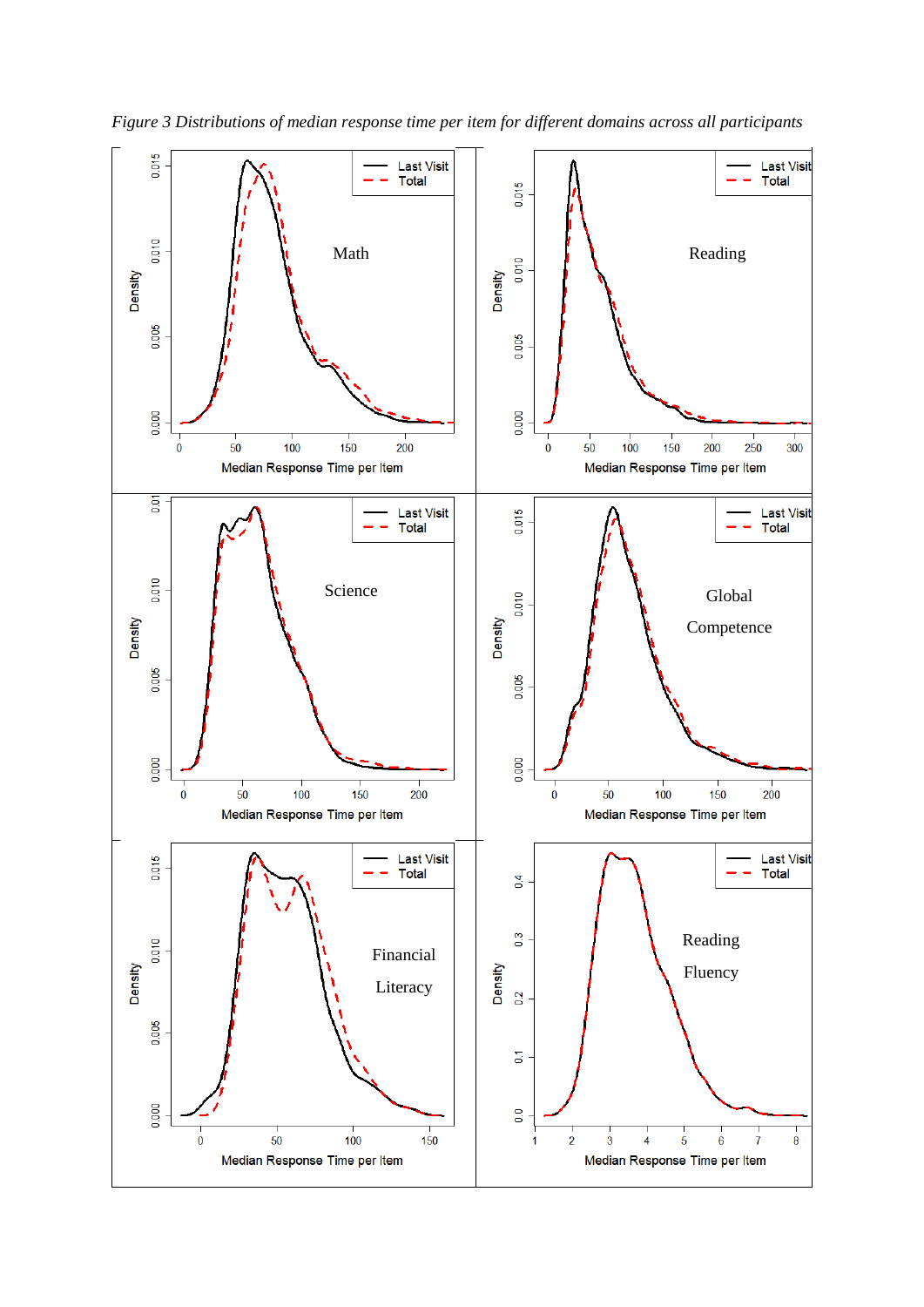*Figure 3 Distributions of median response time per item for different domains across all participants*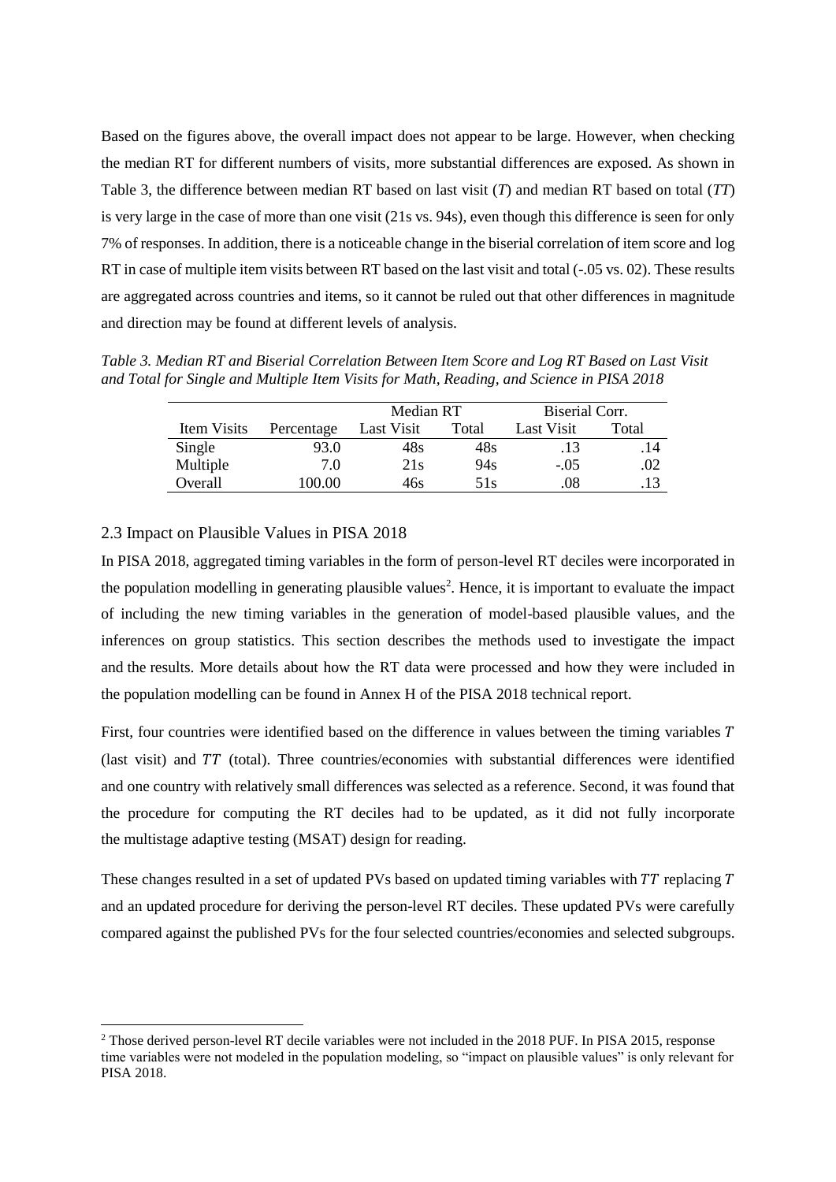Based on the figures above, the overall impact does not appear to be large. However, when checking the median RT for different numbers of visits, more substantial differences are exposed. As shown in Table 3, the difference between median RT based on last visit (*T*) and median RT based on total (*TT*) is very large in the case of more than one visit (21s vs. 94s), even though this difference is seen for only 7% of responses. In addition, there is a noticeable change in the biserial correlation of item score and log RT in case of multiple item visits between RT based on the last visit and total (-.05 vs. 02). These results are aggregated across countries and items, so it cannot be ruled out that other differences in magnitude and direction may be found at different levels of analysis.

*Table 3. Median RT and Biserial Correlation Between Item Score and Log RT Based on Last Visit and Total for Single and Multiple Item Visits for Math, Reading, and Science in PISA 2018*

| | | Median RT | | Biserial Corr. | |
|---|---|---|---|---|---|
| Item Visits | Percentage | Last Visit | Total | Last Visit | Total |
| Single | 93.0 | 48s | 48s | .13 | .14 |
| Multiple | 7.0 | 21s | 94s | -.05 | .02 |
| Overall | 100.00 | 46s | 51s | .08 | .13 |

## 2.3 Impact on Plausible Values in PISA 2018

In PISA 2018, aggregated timing variables in the form of person-level RT deciles were incorporated in the population modelling in generating plausible values[2]. Hence, it is important to evaluate the impact of including the new timing variables in the generation of model-based plausible values, and the inferences on group statistics. This section describes the methods used to investigate the impact and the results. More details about how the RT data were processed and how they were included in the population modelling can be found in Annex H of the PISA 2018 technical report.

First, four countries were identified based on the difference in values between the timing variables $T$ (last visit) and $TT$ (total). Three countries/economies with substantial differences were identified and one country with relatively small differences was selected as a reference. Second, it was found that the procedure for computing the RT deciles had to be updated, as it did not fully incorporate the multistage adaptive testing (MSAT) design for reading.

These changes resulted in a set of updated PVs based on updated timing variables with $TT$ replacing $T$ and an updated procedure for deriving the person-level RT deciles. These updated PVs were carefully compared against the published PVs for the four selected countries/economies and selected subgroups.

[2] Those derived person-level RT decile variables were not included in the 2018 PUF. In PISA 2015, response time variables were not modeled in the population modeling, so "impact on plausible values" is only relevant for PISA 2018.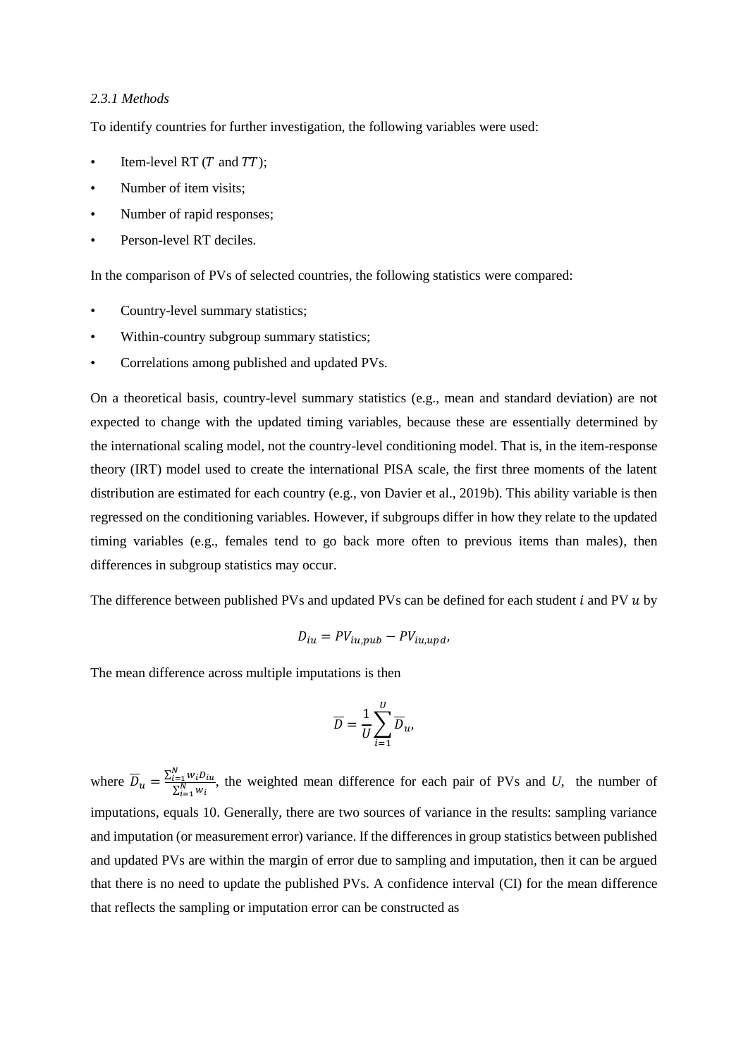*2.3.1 Methods*

To identify countries for further investigation, the following variables were used:

- Item-level RT ($T$ and $TT$);
- Number of item visits;
- Number of rapid responses;
- Person-level RT deciles.

In the comparison of PVs of selected countries, the following statistics were compared:

- Country-level summary statistics;
- Within-country subgroup summary statistics;
- Correlations among published and updated PVs.

On a theoretical basis, country-level summary statistics (e.g., mean and standard deviation) are not expected to change with the updated timing variables, because these are essentially determined by the international scaling model, not the country-level conditioning model. That is, in the item-response theory (IRT) model used to create the international PISA scale, the first three moments of the latent distribution are estimated for each country (e.g., von Davier et al., 2019b). This ability variable is then regressed on the conditioning variables. However, if subgroups differ in how they relate to the updated timing variables (e.g., females tend to go back more often to previous items than males), then differences in subgroup statistics may occur.

The difference between published PVs and updated PVs can be defined for each student $i$ and PV $u$ by

$$D_{iu} = PV_{iu,pub} - PV_{iu,upd},$$

The mean difference across multiple imputations is then

$$\overline{D} = \frac{1}{U}\sum_{i=1}^{U}\overline{D}_{u},$$

where $\overline{D}_{u} = \frac{\sum_{i=1}^{N} w_i D_{iu}}{\sum_{i=1}^{N} w_i}$, the weighted mean difference for each pair of PVs and $U$, the number of imputations, equals 10. Generally, there are two sources of variance in the results: sampling variance and imputation (or measurement error) variance. If the differences in group statistics between published and updated PVs are within the margin of error due to sampling and imputation, then it can be argued that there is no need to update the published PVs. A confidence interval (CI) for the mean difference that reflects the sampling or imputation error can be constructed as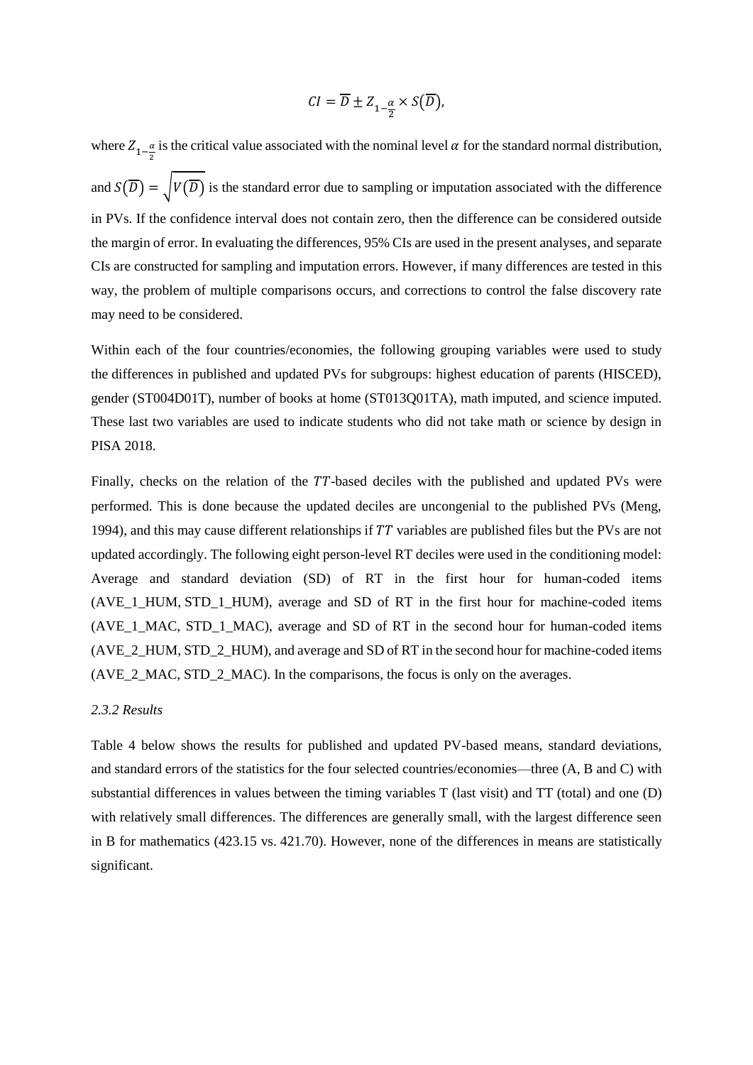$$CI = \overline{D} \pm Z_{1-\frac{\alpha}{2}} \times S(\overline{D}),$$

where $Z_{1-\frac{\alpha}{2}}$ is the critical value associated with the nominal level $\alpha$ for the standard normal distribution, and $S(\overline{D}) = \sqrt{V(\overline{D})}$ is the standard error due to sampling or imputation associated with the difference in PVs. If the confidence interval does not contain zero, then the difference can be considered outside the margin of error. In evaluating the differences, 95% CIs are used in the present analyses, and separate CIs are constructed for sampling and imputation errors. However, if many differences are tested in this way, the problem of multiple comparisons occurs, and corrections to control the false discovery rate may need to be considered.

Within each of the four countries/economies, the following grouping variables were used to study the differences in published and updated PVs for subgroups: highest education of parents (HISCED), gender (ST004D01T), number of books at home (ST013Q01TA), math imputed, and science imputed. These last two variables are used to indicate students who did not take math or science by design in PISA 2018.

Finally, checks on the relation of the $TT$-based deciles with the published and updated PVs were performed. This is done because the updated deciles are uncongenial to the published PVs (Meng, 1994), and this may cause different relationships if $TT$ variables are published files but the PVs are not updated accordingly. The following eight person-level RT deciles were used in the conditioning model: Average and standard deviation (SD) of RT in the first hour for human-coded items (AVE_1_HUM, STD_1_HUM), average and SD of RT in the first hour for machine-coded items (AVE_1_MAC, STD_1_MAC), average and SD of RT in the second hour for human-coded items (AVE_2_HUM, STD_2_HUM), and average and SD of RT in the second hour for machine-coded items (AVE_2_MAC, STD_2_MAC). In the comparisons, the focus is only on the averages.

### *2.3.2 Results*

Table 4 below shows the results for published and updated PV-based means, standard deviations, and standard errors of the statistics for the four selected countries/economies—three (A, B and C) with substantial differences in values between the timing variables T (last visit) and TT (total) and one (D) with relatively small differences. The differences are generally small, with the largest difference seen in B for mathematics (423.15 vs. 421.70). However, none of the differences in means are statistically significant.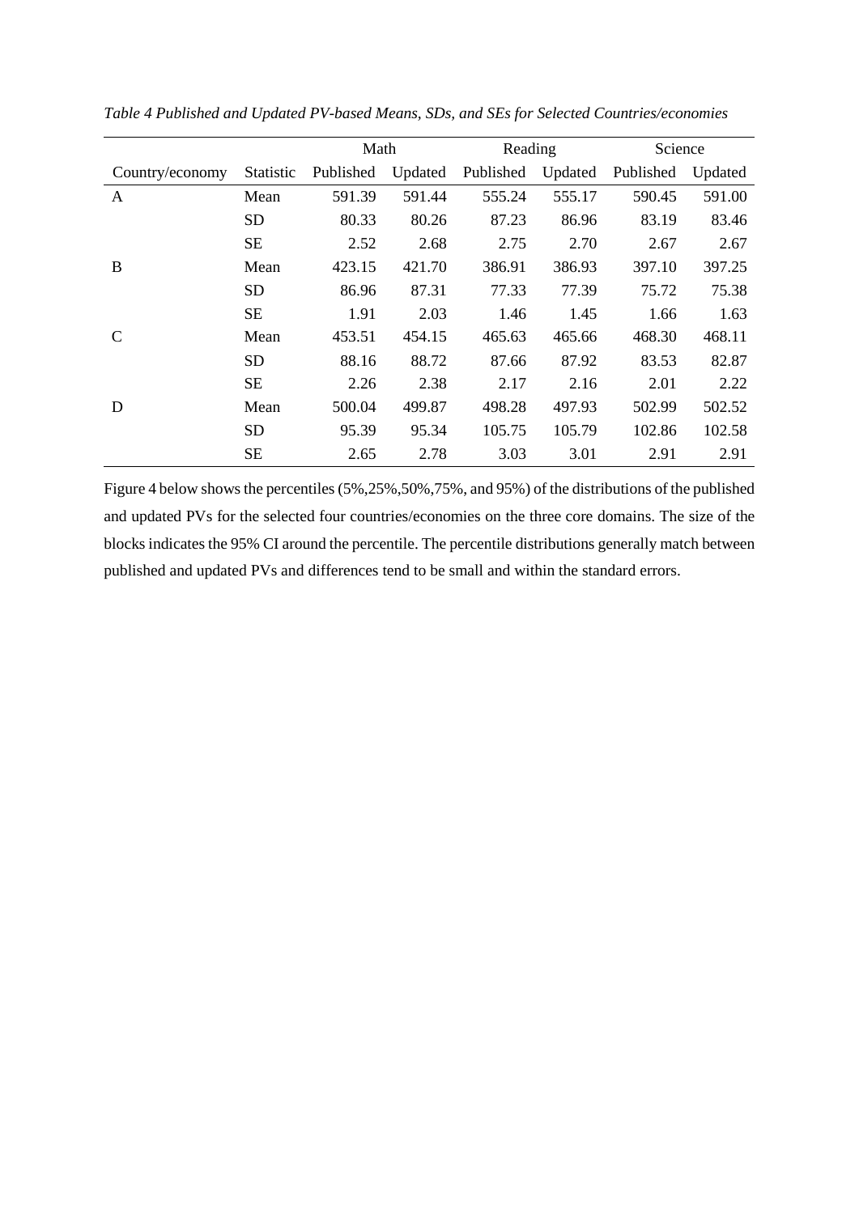*Table 4 Published and Updated PV-based Means, SDs, and SEs for Selected Countries/economies*

| | | Math | | Reading | | Science | |
|---|---|---|---|---|---|---|---|
| Country/economy | Statistic | Published | Updated | Published | Updated | Published | Updated |
| A | Mean | 591.39 | 591.44 | 555.24 | 555.17 | 590.45 | 591.00 |
| | SD | 80.33 | 80.26 | 87.23 | 86.96 | 83.19 | 83.46 |
| | SE | 2.52 | 2.68 | 2.75 | 2.70 | 2.67 | 2.67 |
| B | Mean | 423.15 | 421.70 | 386.91 | 386.93 | 397.10 | 397.25 |
| | SD | 86.96 | 87.31 | 77.33 | 77.39 | 75.72 | 75.38 |
| | SE | 1.91 | 2.03 | 1.46 | 1.45 | 1.66 | 1.63 |
| C | Mean | 453.51 | 454.15 | 465.63 | 465.66 | 468.30 | 468.11 |
| | SD | 88.16 | 88.72 | 87.66 | 87.92 | 83.53 | 82.87 |
| | SE | 2.26 | 2.38 | 2.17 | 2.16 | 2.01 | 2.22 |
| D | Mean | 500.04 | 499.87 | 498.28 | 497.93 | 502.99 | 502.52 |
| | SD | 95.39 | 95.34 | 105.75 | 105.79 | 102.86 | 102.58 |
| | SE | 2.65 | 2.78 | 3.03 | 3.01 | 2.91 | 2.91 |

Figure 4 below shows the percentiles (5%,25%,50%,75%, and 95%) of the distributions of the published and updated PVs for the selected four countries/economies on the three core domains. The size of the blocks indicates the 95% CI around the percentile. The percentile distributions generally match between published and updated PVs and differences tend to be small and within the standard errors.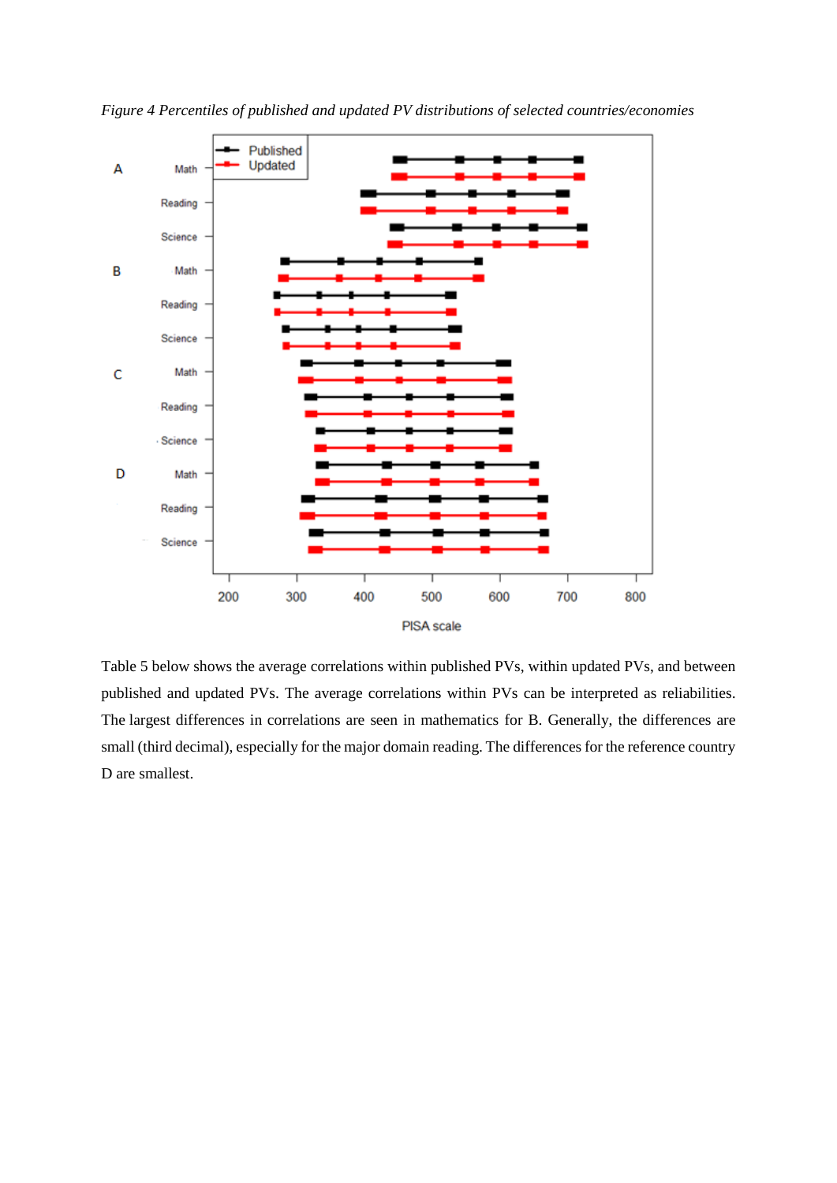*Figure 4 Percentiles of published and updated PV distributions of selected countries/economies*

Table 5 below shows the average correlations within published PVs, within updated PVs, and between published and updated PVs. The average correlations within PVs can be interpreted as reliabilities. The largest differences in correlations are seen in mathematics for B. Generally, the differences are small (third decimal), especially for the major domain reading. The differences for the reference country D are smallest.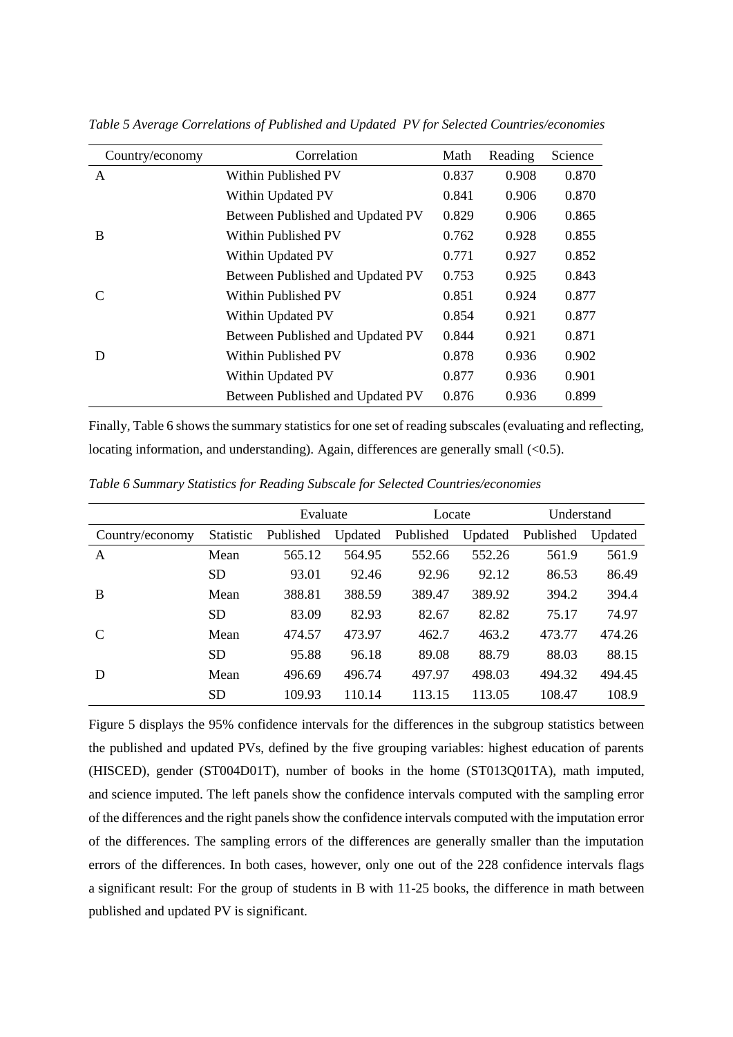*Table 5 Average Correlations of Published and Updated PV for Selected Countries/economies*

| Country/economy | Correlation | Math | Reading | Science |
|---|---|---|---|---|
| A | Within Published PV | 0.837 | 0.908 | 0.870 |
| | Within Updated PV | 0.841 | 0.906 | 0.870 |
| | Between Published and Updated PV | 0.829 | 0.906 | 0.865 |
| B | Within Published PV | 0.762 | 0.928 | 0.855 |
| | Within Updated PV | 0.771 | 0.927 | 0.852 |
| | Between Published and Updated PV | 0.753 | 0.925 | 0.843 |
| C | Within Published PV | 0.851 | 0.924 | 0.877 |
| | Within Updated PV | 0.854 | 0.921 | 0.877 |
| | Between Published and Updated PV | 0.844 | 0.921 | 0.871 |
| D | Within Published PV | 0.878 | 0.936 | 0.902 |
| | Within Updated PV | 0.877 | 0.936 | 0.901 |
| | Between Published and Updated PV | 0.876 | 0.936 | 0.899 |

Finally, Table 6 shows the summary statistics for one set of reading subscales (evaluating and reflecting, locating information, and understanding). Again, differences are generally small (<0.5).

*Table 6 Summary Statistics for Reading Subscale for Selected Countries/economies*

| | | Evaluate | | Locate | | Understand | |
|---|---|---|---|---|---|---|---|
| Country/economy | Statistic | Published | Updated | Published | Updated | Published | Updated |
| A | Mean | 565.12 | 564.95 | 552.66 | 552.26 | 561.9 | 561.9 |
| | SD | 93.01 | 92.46 | 92.96 | 92.12 | 86.53 | 86.49 |
| B | Mean | 388.81 | 388.59 | 389.47 | 389.92 | 394.2 | 394.4 |
| | SD | 83.09 | 82.93 | 82.67 | 82.82 | 75.17 | 74.97 |
| C | Mean | 474.57 | 473.97 | 462.7 | 463.2 | 473.77 | 474.26 |
| | SD | 95.88 | 96.18 | 89.08 | 88.79 | 88.03 | 88.15 |
| D | Mean | 496.69 | 496.74 | 497.97 | 498.03 | 494.32 | 494.45 |
| | SD | 109.93 | 110.14 | 113.15 | 113.05 | 108.47 | 108.9 |

Figure 5 displays the 95% confidence intervals for the differences in the subgroup statistics between the published and updated PVs, defined by the five grouping variables: highest education of parents (HISCED), gender (ST004D01T), number of books in the home (ST013Q01TA), math imputed, and science imputed. The left panels show the confidence intervals computed with the sampling error of the differences and the right panels show the confidence intervals computed with the imputation error of the differences. The sampling errors of the differences are generally smaller than the imputation errors of the differences. In both cases, however, only one out of the 228 confidence intervals flags a significant result: For the group of students in B with 11-25 books, the difference in math between published and updated PV is significant.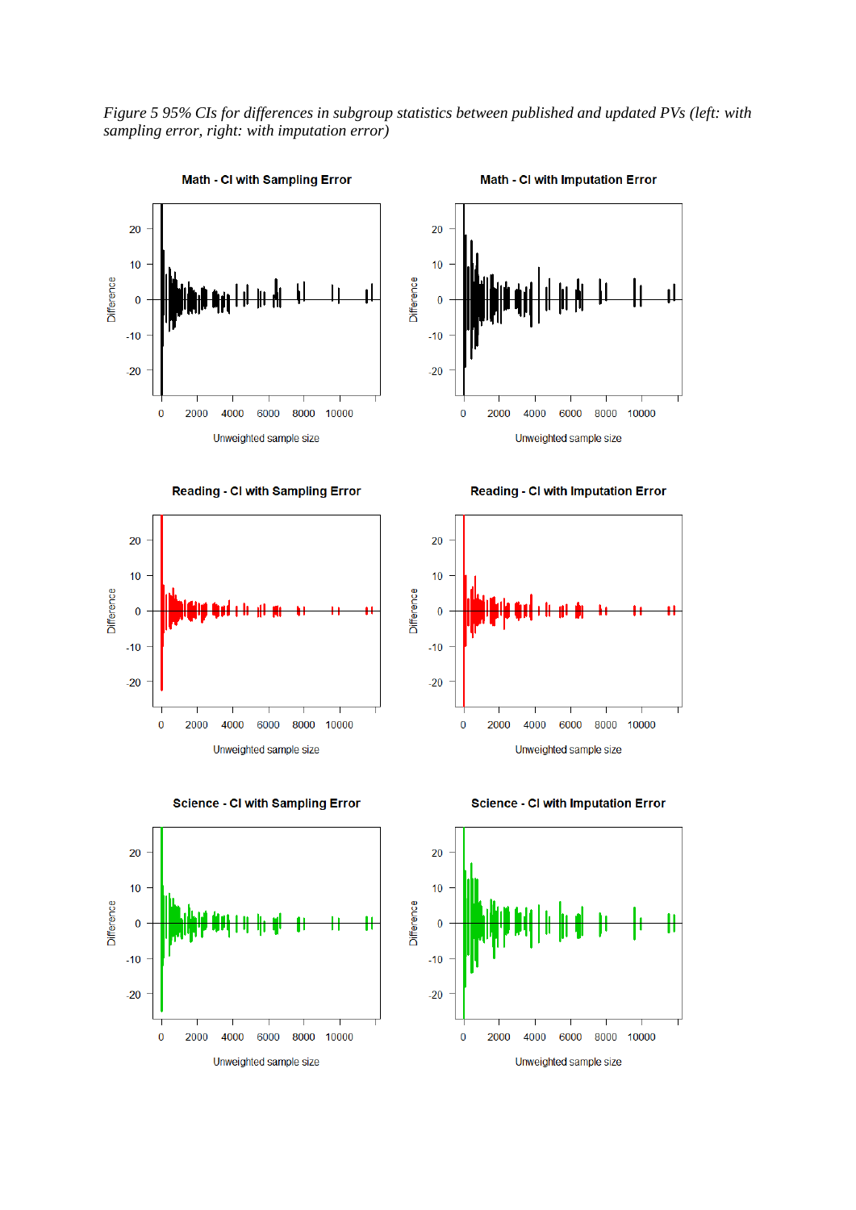*Figure 5 95% CIs for differences in subgroup statistics between published and updated PVs (left: with sampling error, right: with imputation error)*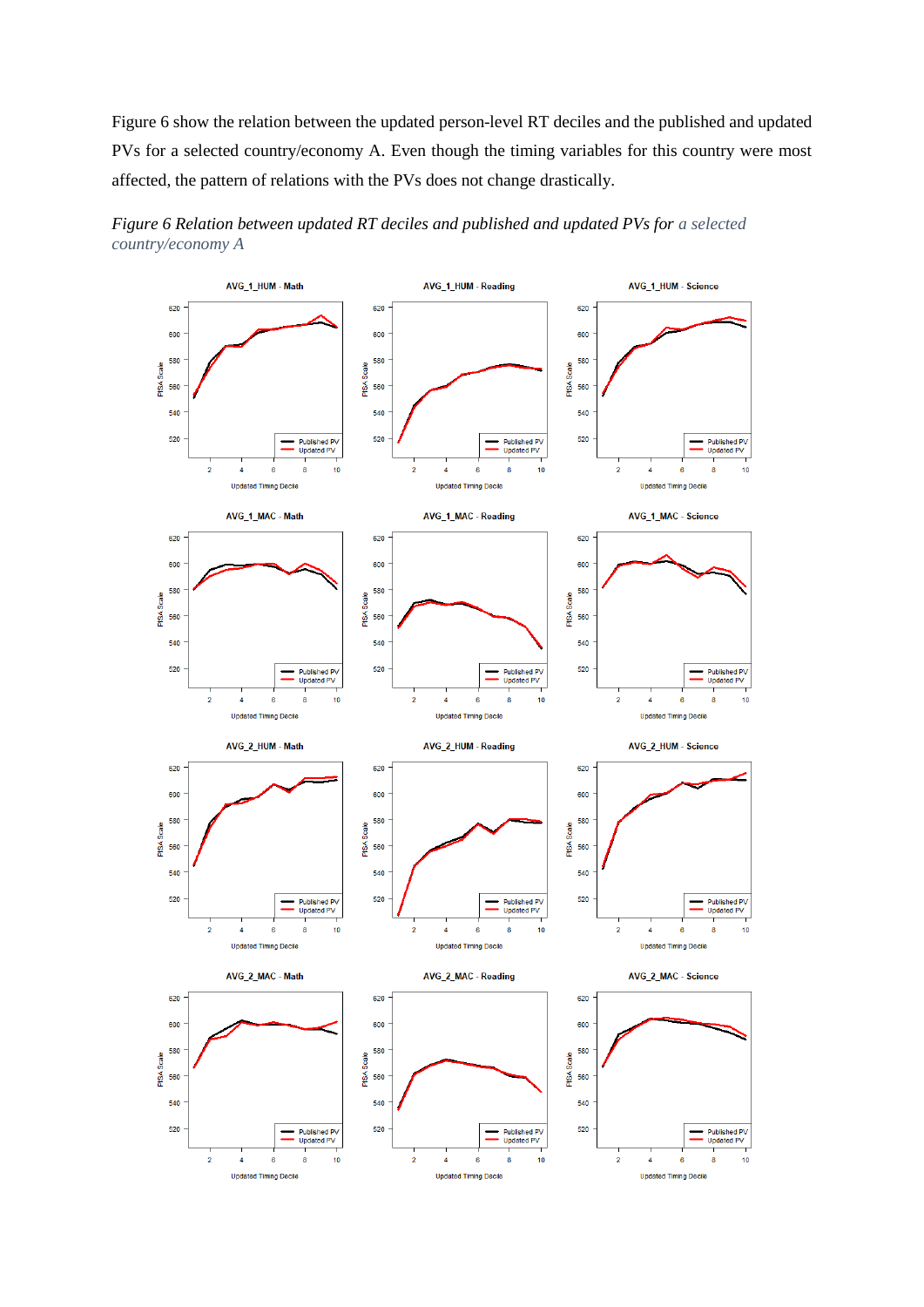Figure 6 show the relation between the updated person-level RT deciles and the published and updated PVs for a selected country/economy A. Even though the timing variables for this country were most affected, the pattern of relations with the PVs does not change drastically.

*Figure 6 Relation between updated RT deciles and published and updated PVs for a selected country/economy A*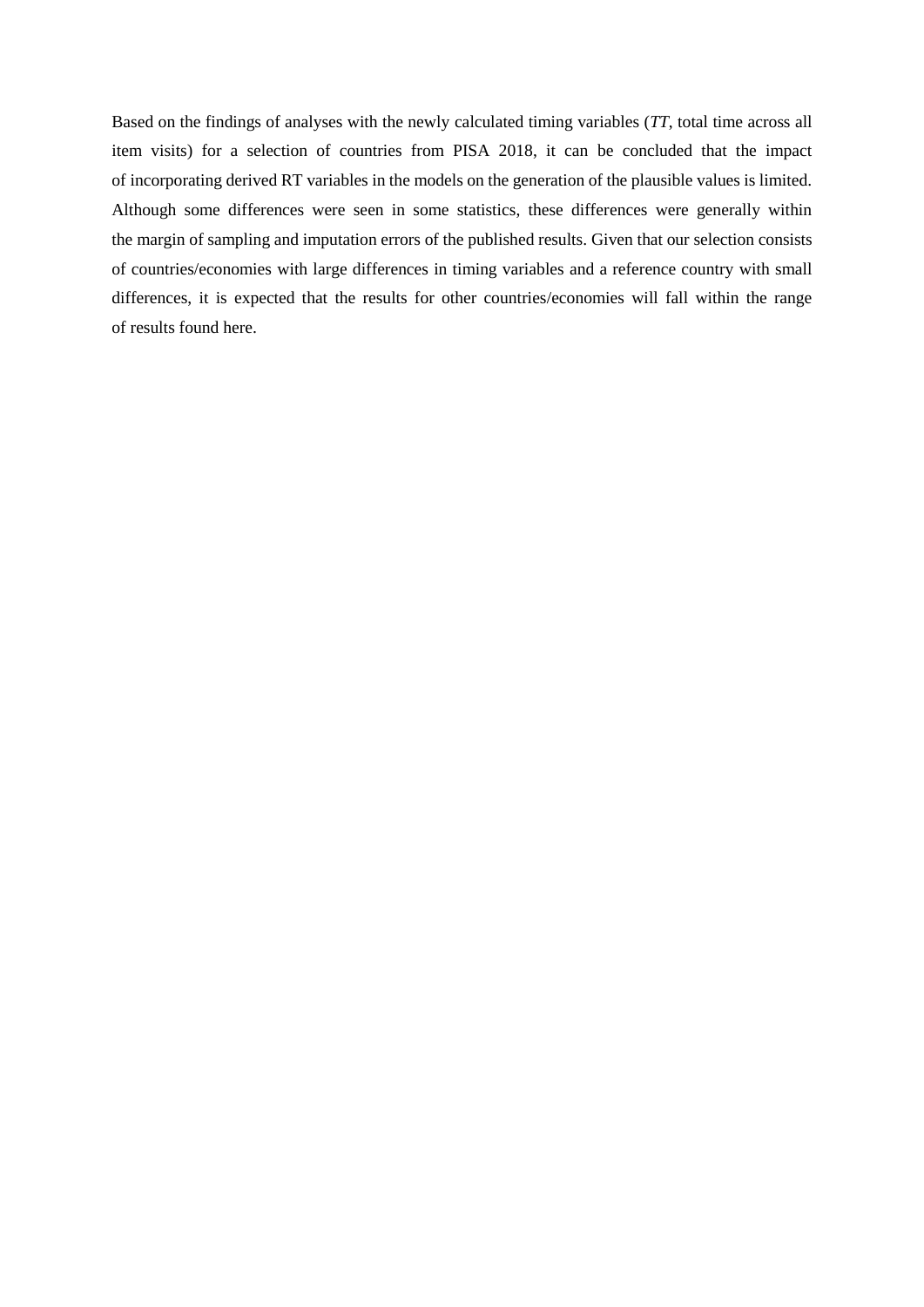Based on the findings of analyses with the newly calculated timing variables (*TT*, total time across all item visits) for a selection of countries from PISA 2018, it can be concluded that the impact of incorporating derived RT variables in the models on the generation of the plausible values is limited. Although some differences were seen in some statistics, these differences were generally within the margin of sampling and imputation errors of the published results. Given that our selection consists of countries/economies with large differences in timing variables and a reference country with small differences, it is expected that the results for other countries/economies will fall within the range of results found here.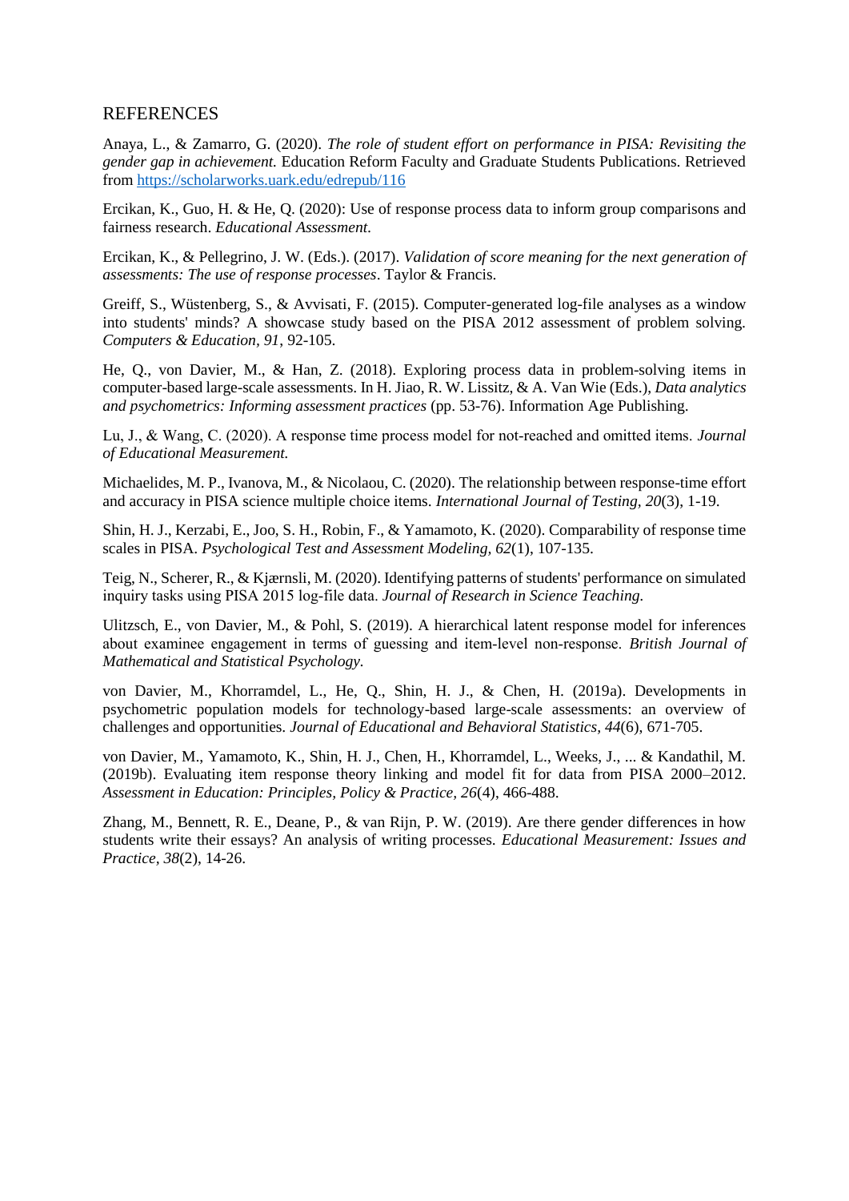## REFERENCES

Anaya, L., & Zamarro, G. (2020). *The role of student effort on performance in PISA: Revisiting the gender gap in achievement.* Education Reform Faculty and Graduate Students Publications. Retrieved from https://scholarworks.uark.edu/edrepub/116

Ercikan, K., Guo, H. & He, Q. (2020): Use of response process data to inform group comparisons and fairness research. *Educational Assessment.*

Ercikan, K., & Pellegrino, J. W. (Eds.). (2017). *Validation of score meaning for the next generation of assessments: The use of response processes*. Taylor & Francis.

Greiff, S., Wüstenberg, S., & Avvisati, F. (2015). Computer-generated log-file analyses as a window into students' minds? A showcase study based on the PISA 2012 assessment of problem solving. *Computers & Education*, *91*, 92-105.

He, Q., von Davier, M., & Han, Z. (2018). Exploring process data in problem-solving items in computer-based large-scale assessments. In H. Jiao, R. W. Lissitz, & A. Van Wie (Eds.), *Data analytics and psychometrics: Informing assessment practices* (pp. 53-76). Information Age Publishing.

Lu, J., & Wang, C. (2020). A response time process model for not-reached and omitted items. *Journal of Educational Measurement.*

Michaelides, M. P., Ivanova, M., & Nicolaou, C. (2020). The relationship between response-time effort and accuracy in PISA science multiple choice items. *International Journal of Testing, 20*(3), 1-19.

Shin, H. J., Kerzabi, E., Joo, S. H., Robin, F., & Yamamoto, K. (2020). Comparability of response time scales in PISA. *Psychological Test and Assessment Modeling, 62*(1), 107-135.

Teig, N., Scherer, R., & Kjærnsli, M. (2020). Identifying patterns of students' performance on simulated inquiry tasks using PISA 2015 log-file data. *Journal of Research in Science Teaching.*

Ulitzsch, E., von Davier, M., & Pohl, S. (2019). A hierarchical latent response model for inferences about examinee engagement in terms of guessing and item-level non-response. *British Journal of Mathematical and Statistical Psychology.*

von Davier, M., Khorramdel, L., He, Q., Shin, H. J., & Chen, H. (2019a). Developments in psychometric population models for technology-based large-scale assessments: an overview of challenges and opportunities. *Journal of Educational and Behavioral Statistics, 44*(6), 671-705.

von Davier, M., Yamamoto, K., Shin, H. J., Chen, H., Khorramdel, L., Weeks, J., ... & Kandathil, M. (2019b). Evaluating item response theory linking and model fit for data from PISA 2000–2012. *Assessment in Education: Principles, Policy & Practice, 26*(4), 466-488.

Zhang, M., Bennett, R. E., Deane, P., & van Rijn, P. W. (2019). Are there gender differences in how students write their essays? An analysis of writing processes. *Educational Measurement: Issues and Practice, 38*(2), 14-26.